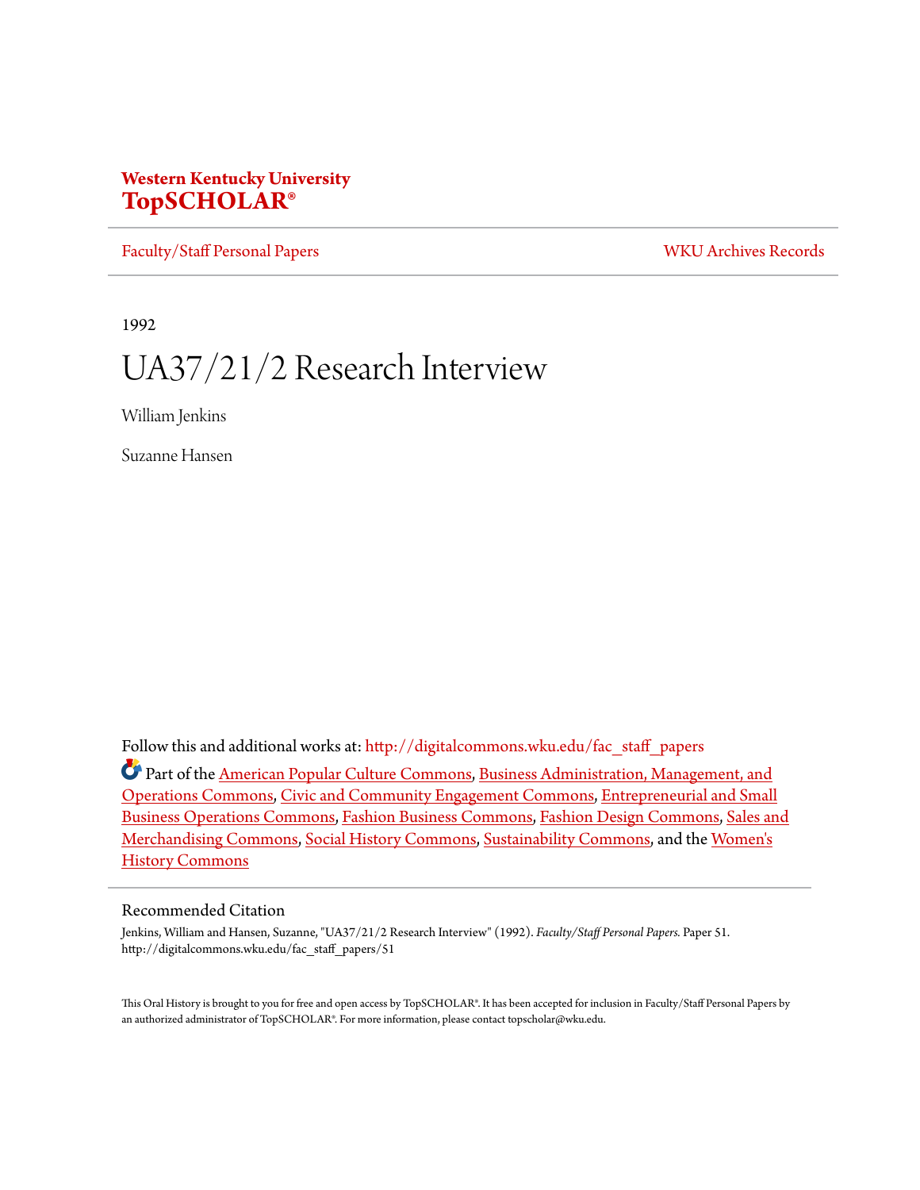Western Kentucky University
**TopSCHOLAR®**

Faculty/Staff Personal Papers | WKU Archives Records

1992

# UA37/21/2 Research Interview

William Jenkins

Suzanne Hansen

Follow this and additional works at: http://digitalcommons.wku.edu/fac_staff_papers

Part of the American Popular Culture Commons, Business Administration, Management, and Operations Commons, Civic and Community Engagement Commons, Entrepreneurial and Small Business Operations Commons, Fashion Business Commons, Fashion Design Commons, Sales and Merchandising Commons, Social History Commons, Sustainability Commons, and the Women's History Commons

## Recommended Citation

Jenkins, William and Hansen, Suzanne, "UA37/21/2 Research Interview" (1992). *Faculty/Staff Personal Papers.* Paper 51. http://digitalcommons.wku.edu/fac_staff_papers/51

This Oral History is brought to you for free and open access by TopSCHOLAR®. It has been accepted for inclusion in Faculty/Staff Personal Papers by an authorized administrator of TopSCHOLAR®. For more information, please contact topscholar@wku.edu.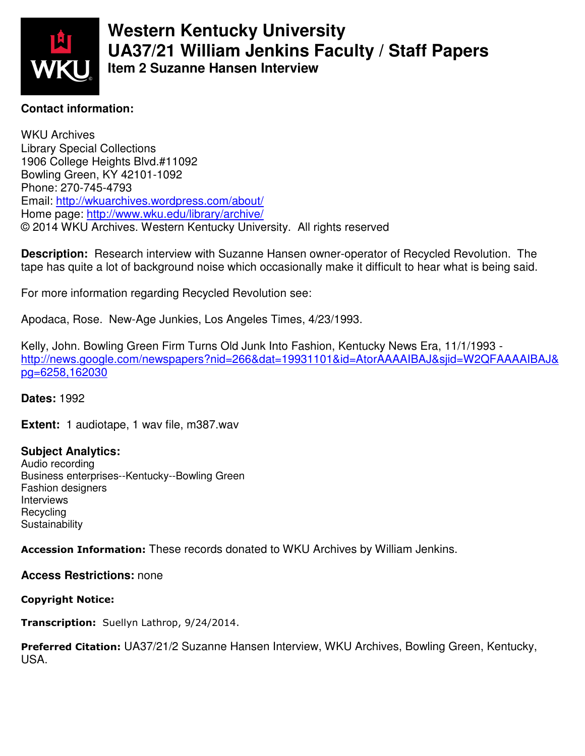# Western Kentucky University
# UA37/21 William Jenkins Faculty / Staff Papers
## Item 2 Suzanne Hansen Interview

**Contact information:**

WKU Archives
Library Special Collections
1906 College Heights Blvd.#11092
Bowling Green, KY 42101-1092
Phone: 270-745-4793
Email: http://wkuarchives.wordpress.com/about/
Home page: http://www.wku.edu/library/archive/
© 2014 WKU Archives. Western Kentucky University. All rights reserved

**Description:** Research interview with Suzanne Hansen owner-operator of Recycled Revolution. The tape has quite a lot of background noise which occasionally make it difficult to hear what is being said.

For more information regarding Recycled Revolution see:

Apodaca, Rose. New-Age Junkies, Los Angeles Times, 4/23/1993.

Kelly, John. Bowling Green Firm Turns Old Junk Into Fashion, Kentucky News Era, 11/1/1993 - http://news.google.com/newspapers?nid=266&dat=19931101&id=AtorAAAAIBAJ&sjid=W2QFAAAAIBAJ&pg=6258,162030

**Dates:** 1992

**Extent:** 1 audiotape, 1 wav file, m387.wav

**Subject Analytics:**
Audio recording
Business enterprises--Kentucky--Bowling Green
Fashion designers
Interviews
Recycling
Sustainability

**Accession Information:** These records donated to WKU Archives by William Jenkins.

**Access Restrictions:** none

**Copyright Notice:**

**Transcription:** Suellyn Lathrop, 9/24/2014.

**Preferred Citation:** UA37/21/2 Suzanne Hansen Interview, WKU Archives, Bowling Green, Kentucky, USA.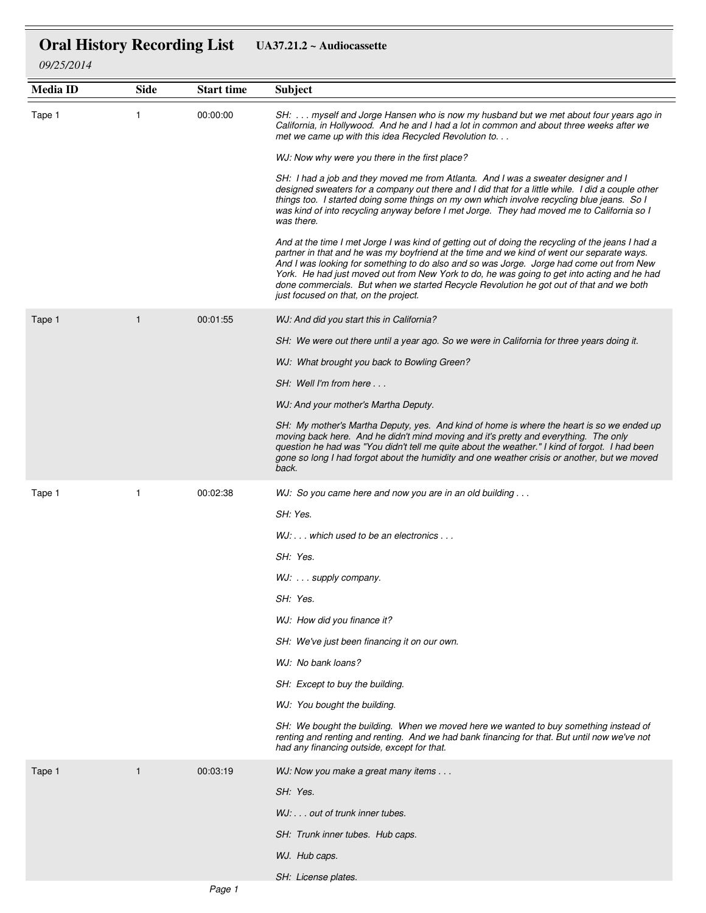# Oral History Recording List UA37.21.2 ~ Audiocassette

*09/25/2014*

| Media ID | Side | Start time | Subject |
| --- | --- | --- | --- |
| Tape 1 | 1 | 00:00:00 | *SH: . . . myself and Jorge Hansen who is now my husband but we met about four years ago in California, in Hollywood. And he and I had a lot in common and about three weeks after we met we came up with this idea Recycled Revolution to. . .*<br><br>*WJ: Now why were you there in the first place?*<br><br>*SH: I had a job and they moved me from Atlanta. And I was a sweater designer and I designed sweaters for a company out there and I did that for a little while. I did a couple other things too. I started doing some things on my own which involve recycling blue jeans. So I was kind of into recycling anyway before I met Jorge. They had moved me to California so I was there.*<br><br>*And at the time I met Jorge I was kind of getting out of doing the recycling of the jeans I had a partner in that and he was my boyfriend at the time and we kind of went our separate ways. And I was looking for something to do also and so was Jorge. Jorge had come out from New York. He had just moved out from New York to do, he was going to get into acting and he had done commercials. But when we started Recycle Revolution he got out of that and we both just focused on that, on the project.* |
| Tape 1 | 1 | 00:01:55 | *WJ: And did you start this in California?*<br><br>*SH: We were out there until a year ago. So we were in California for three years doing it.*<br><br>*WJ: What brought you back to Bowling Green?*<br><br>*SH: Well I'm from here . . .*<br><br>*WJ: And your mother's Martha Deputy.*<br><br>*SH: My mother's Martha Deputy, yes. And kind of home is where the heart is so we ended up moving back here. And he didn't mind moving and it's pretty and everything. The only question he had was "You didn't tell me quite about the weather." I kind of forgot. I had been gone so long I had forgot about the humidity and one weather crisis or another, but we moved back.* |
| Tape 1 | 1 | 00:02:38 | *WJ: So you came here and now you are in an old building . . .*<br><br>*SH: Yes.*<br><br>*WJ: . . . which used to be an electronics . . .*<br><br>*SH: Yes.*<br><br>*WJ: . . . supply company.*<br><br>*SH: Yes.*<br><br>*WJ: How did you finance it?*<br><br>*SH: We've just been financing it on our own.*<br><br>*WJ: No bank loans?*<br><br>*SH: Except to buy the building.*<br><br>*WJ: You bought the building.*<br><br>*SH: We bought the building. When we moved here we wanted to buy something instead of renting and renting and renting. And we had bank financing for that. But until now we've not had any financing outside, except for that.* |
| Tape 1 | 1 | 00:03:19 | *WJ: Now you make a great many items . . .*<br><br>*SH: Yes.*<br><br>*WJ: . . . out of trunk inner tubes.*<br><br>*SH: Trunk inner tubes. Hub caps.*<br><br>*WJ. Hub caps.*<br><br>*SH: License plates.* |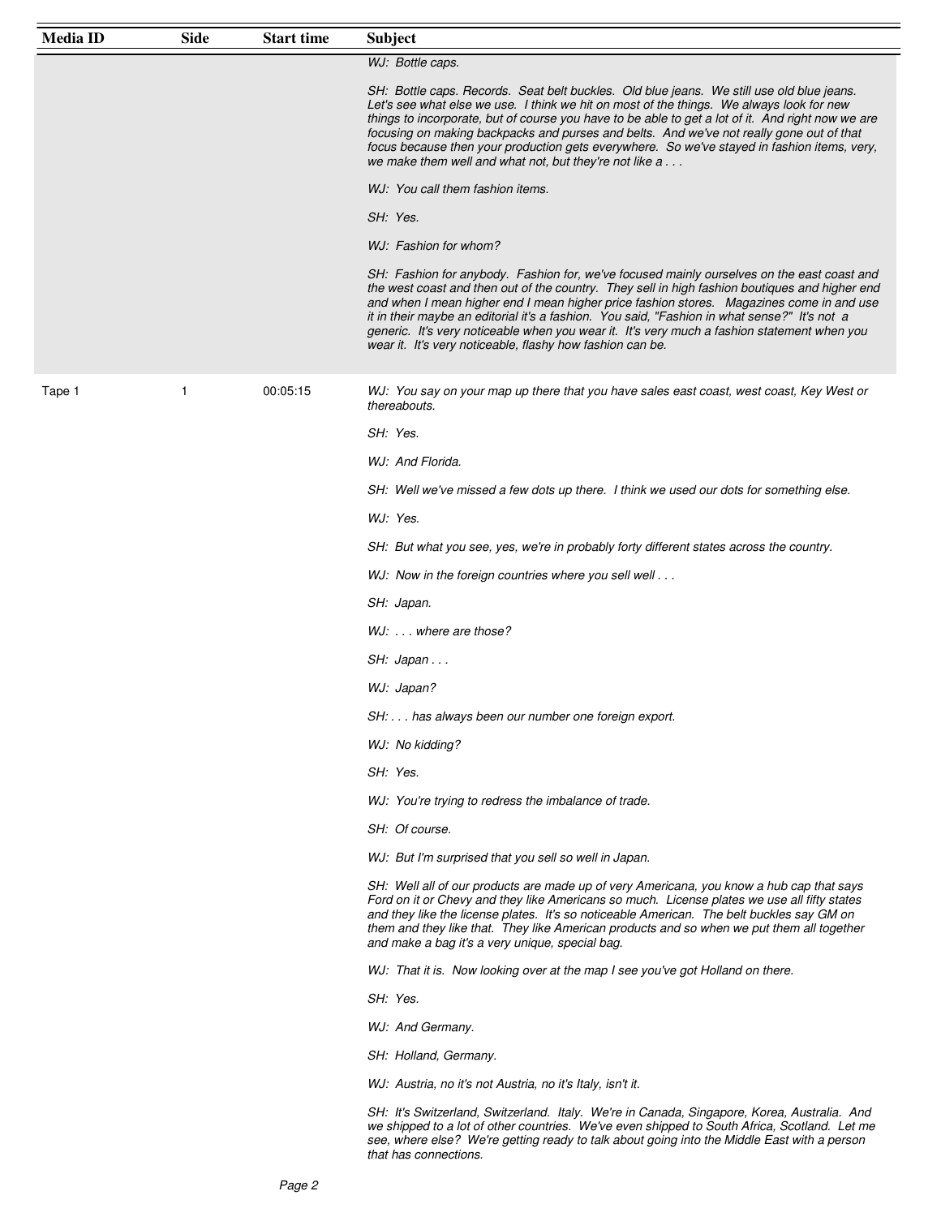| Media ID | Side | Start time | Subject |
|---|---|---|---|
| | | | *WJ: Bottle caps.*<br><br>*SH: Bottle caps. Records. Seat belt buckles. Old blue jeans. We still use old blue jeans. Let's see what else we use. I think we hit on most of the things. We always look for new things to incorporate, but of course you have to be able to get a lot of it. And right now we are focusing on making backpacks and purses and belts. And we've not really gone out of that focus because then your production gets everywhere. So we've stayed in fashion items, very, we make them well and what not, but they're not like a . . .*<br><br>*WJ: You call them fashion items.*<br><br>*SH: Yes.*<br><br>*WJ: Fashion for whom?*<br><br>*SH: Fashion for anybody. Fashion for, we've focused mainly ourselves on the east coast and the west coast and then out of the country. They sell in high fashion boutiques and higher end and when I mean higher end I mean higher price fashion stores. Magazines come in and use it in their maybe an editorial it's a fashion. You said, "Fashion in what sense?" It's not a generic. It's very noticeable when you wear it. It's very much a fashion statement when you wear it. It's very noticeable, flashy how fashion can be.* |
| Tape 1 | 1 | 00:05:15 | *WJ: You say on your map up there that you have sales east coast, west coast, Key West or thereabouts.*<br><br>*SH: Yes.*<br><br>*WJ: And Florida.*<br><br>*SH: Well we've missed a few dots up there. I think we used our dots for something else.*<br><br>*WJ: Yes.*<br><br>*SH: But what you see, yes, we're in probably forty different states across the country.*<br><br>*WJ: Now in the foreign countries where you sell well . . .*<br><br>*SH: Japan.*<br><br>*WJ: . . . where are those?*<br><br>*SH: Japan . . .*<br><br>*WJ: Japan?*<br><br>*SH: . . . has always been our number one foreign export.*<br><br>*WJ: No kidding?*<br><br>*SH: Yes.*<br><br>*WJ: You're trying to redress the imbalance of trade.*<br><br>*SH: Of course.*<br><br>*WJ: But I'm surprised that you sell so well in Japan.*<br><br>*SH: Well all of our products are made up of very Americana, you know a hub cap that says Ford on it or Chevy and they like Americans so much. License plates we use all fifty states and they like the license plates. It's so noticeable American. The belt buckles say GM on them and they like that. They like American products and so when we put them all together and make a bag it's a very unique, special bag.*<br><br>*WJ: That it is. Now looking over at the map I see you've got Holland on there.*<br><br>*SH: Yes.*<br><br>*WJ: And Germany.*<br><br>*SH: Holland, Germany.*<br><br>*WJ: Austria, no it's not Austria, no it's Italy, isn't it.*<br><br>*SH: It's Switzerland, Switzerland. Italy. We're in Canada, Singapore, Korea, Australia. And we shipped to a lot of other countries. We've even shipped to South Africa, Scotland. Let me see, where else? We're getting ready to talk about going into the Middle East with a person that has connections.* |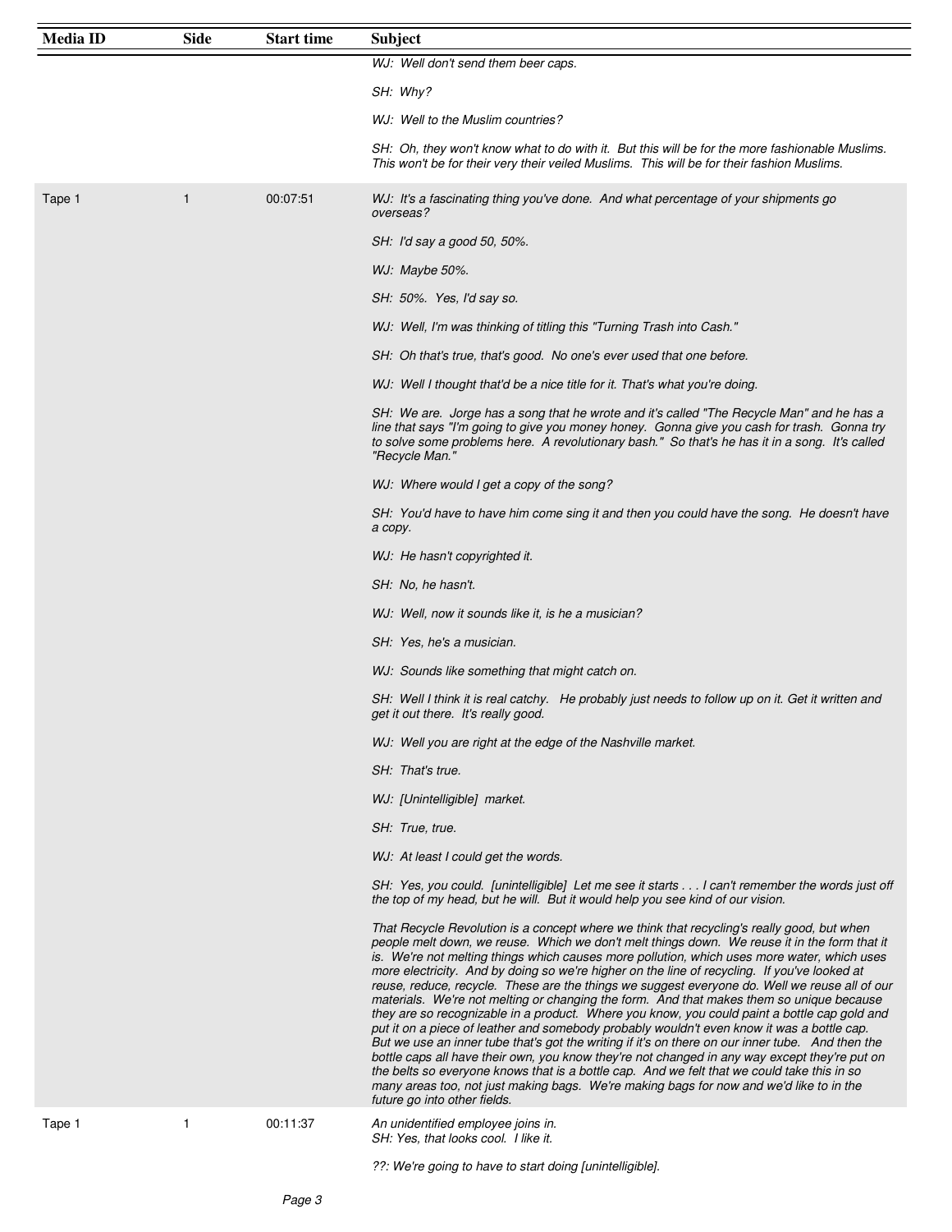| Media ID | Side | Start time | Subject |
|---|---|---|---|
| | | | *WJ: Well don't send them beer caps.*<br><br>*SH: Why?*<br><br>*WJ: Well to the Muslim countries?*<br><br>*SH: Oh, they won't know what to do with it. But this will be for the more fashionable Muslims. This won't be for their very their veiled Muslims. This will be for their fashion Muslims.* |
| Tape 1 | 1 | 00:07:51 | *WJ: It's a fascinating thing you've done. And what percentage of your shipments go overseas?*<br><br>*SH: I'd say a good 50, 50%.*<br><br>*WJ: Maybe 50%.*<br><br>*SH: 50%. Yes, I'd say so.*<br><br>*WJ: Well, I'm was thinking of titling this "Turning Trash into Cash."*<br><br>*SH: Oh that's true, that's good. No one's ever used that one before.*<br><br>*WJ: Well I thought that'd be a nice title for it. That's what you're doing.*<br><br>*SH: We are. Jorge has a song that he wrote and it's called "The Recycle Man" and he has a line that says "I'm going to give you money honey. Gonna give you cash for trash. Gonna try to solve some problems here. A revolutionary bash." So that's he has it in a song. It's called "Recycle Man."*<br><br>*WJ: Where would I get a copy of the song?*<br><br>*SH: You'd have to have him come sing it and then you could have the song. He doesn't have a copy.*<br><br>*WJ: He hasn't copyrighted it.*<br><br>*SH: No, he hasn't.*<br><br>*WJ: Well, now it sounds like it, is he a musician?*<br><br>*SH: Yes, he's a musician.*<br><br>*WJ: Sounds like something that might catch on.*<br><br>*SH: Well I think it is real catchy. He probably just needs to follow up on it. Get it written and get it out there. It's really good.*<br><br>*WJ: Well you are right at the edge of the Nashville market.*<br><br>*SH: That's true.*<br><br>*WJ: [Unintelligible] market.*<br><br>*SH: True, true.*<br><br>*WJ: At least I could get the words.*<br><br>*SH: Yes, you could. [unintelligible] Let me see it starts . . . I can't remember the words just off the top of my head, but he will. But it would help you see kind of our vision.*<br><br>*That Recycle Revolution is a concept where we think that recycling's really good, but when people melt down, we reuse. Which we don't melt things down. We reuse it in the form that it is. We're not melting things which causes more pollution, which uses more water, which uses more electricity. And by doing so we're higher on the line of recycling. If you've looked at reuse, reduce, recycle. These are the things we suggest everyone do. Well we reuse all of our materials. We're not melting or changing the form. And that makes them so unique because they are so recognizable in a product. Where you know, you could paint a bottle cap gold and put it on a piece of leather and somebody probably wouldn't even know it was a bottle cap. But we use an inner tube that's got the writing if it's on there on our inner tube. And then the bottle caps all have their own, you know they're not changed in any way except they're put on the belts so everyone knows that is a bottle cap. And we felt that we could take this in so many areas too, not just making bags. We're making bags for now and we'd like to in the future go into other fields.* |
| Tape 1 | 1 | 00:11:37 | *An unidentified employee joins in.*<br>*SH: Yes, that looks cool. I like it.*<br><br>*??: We're going to have to start doing [unintelligible].* |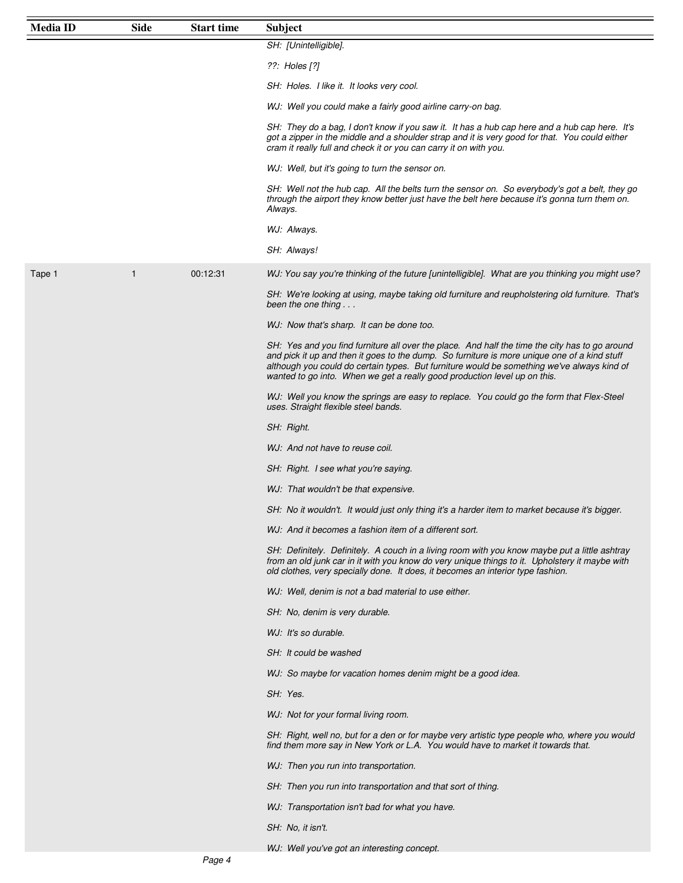| Media ID | Side | Start time | Subject |
|---|---|---|---|
| | | | *SH: [Unintelligible].*<br><br>*??: Holes [?]*<br><br>*SH: Holes. I like it. It looks very cool.*<br><br>*WJ: Well you could make a fairly good airline carry-on bag.*<br><br>*SH: They do a bag, I don't know if you saw it. It has a hub cap here and a hub cap here. It's got a zipper in the middle and a shoulder strap and it is very good for that. You could either cram it really full and check it or you can carry it on with you.*<br><br>*WJ: Well, but it's going to turn the sensor on.*<br><br>*SH: Well not the hub cap. All the belts turn the sensor on. So everybody's got a belt, they go through the airport they know better just have the belt here because it's gonna turn them on. Always.*<br><br>*WJ: Always.*<br><br>*SH: Always!* |
| Tape 1 | 1 | 00:12:31 | *WJ: You say you're thinking of the future [unintelligible]. What are you thinking you might use?*<br><br>*SH: We're looking at using, maybe taking old furniture and reupholstering old furniture. That's been the one thing . . .*<br><br>*WJ: Now that's sharp. It can be done too.*<br><br>*SH: Yes and you find furniture all over the place. And half the time the city has to go around and pick it up and then it goes to the dump. So furniture is more unique one of a kind stuff although you could do certain types. But furniture would be something we've always kind of wanted to go into. When we get a really good production level up on this.*<br><br>*WJ: Well you know the springs are easy to replace. You could go the form that Flex-Steel uses. Straight flexible steel bands.*<br><br>*SH: Right.*<br><br>*WJ: And not have to reuse coil.*<br><br>*SH: Right. I see what you're saying.*<br><br>*WJ: That wouldn't be that expensive.*<br><br>*SH: No it wouldn't. It would just only thing it's a harder item to market because it's bigger.*<br><br>*WJ: And it becomes a fashion item of a different sort.*<br><br>*SH: Definitely. Definitely. A couch in a living room with you know maybe put a little ashtray from an old junk car in it with you know do very unique things to it. Upholstery it maybe with old clothes, very specially done. It does, it becomes an interior type fashion.*<br><br>*WJ: Well, denim is not a bad material to use either.*<br><br>*SH: No, denim is very durable.*<br><br>*WJ: It's so durable.*<br><br>*SH: It could be washed*<br><br>*WJ: So maybe for vacation homes denim might be a good idea.*<br><br>*SH: Yes.*<br><br>*WJ: Not for your formal living room.*<br><br>*SH: Right, well no, but for a den or for maybe very artistic type people who, where you would find them more say in New York or L.A. You would have to market it towards that.*<br><br>*WJ: Then you run into transportation.*<br><br>*SH: Then you run into transportation and that sort of thing.*<br><br>*WJ: Transportation isn't bad for what you have.*<br><br>*SH: No, it isn't.*<br><br>*WJ: Well you've got an interesting concept.* |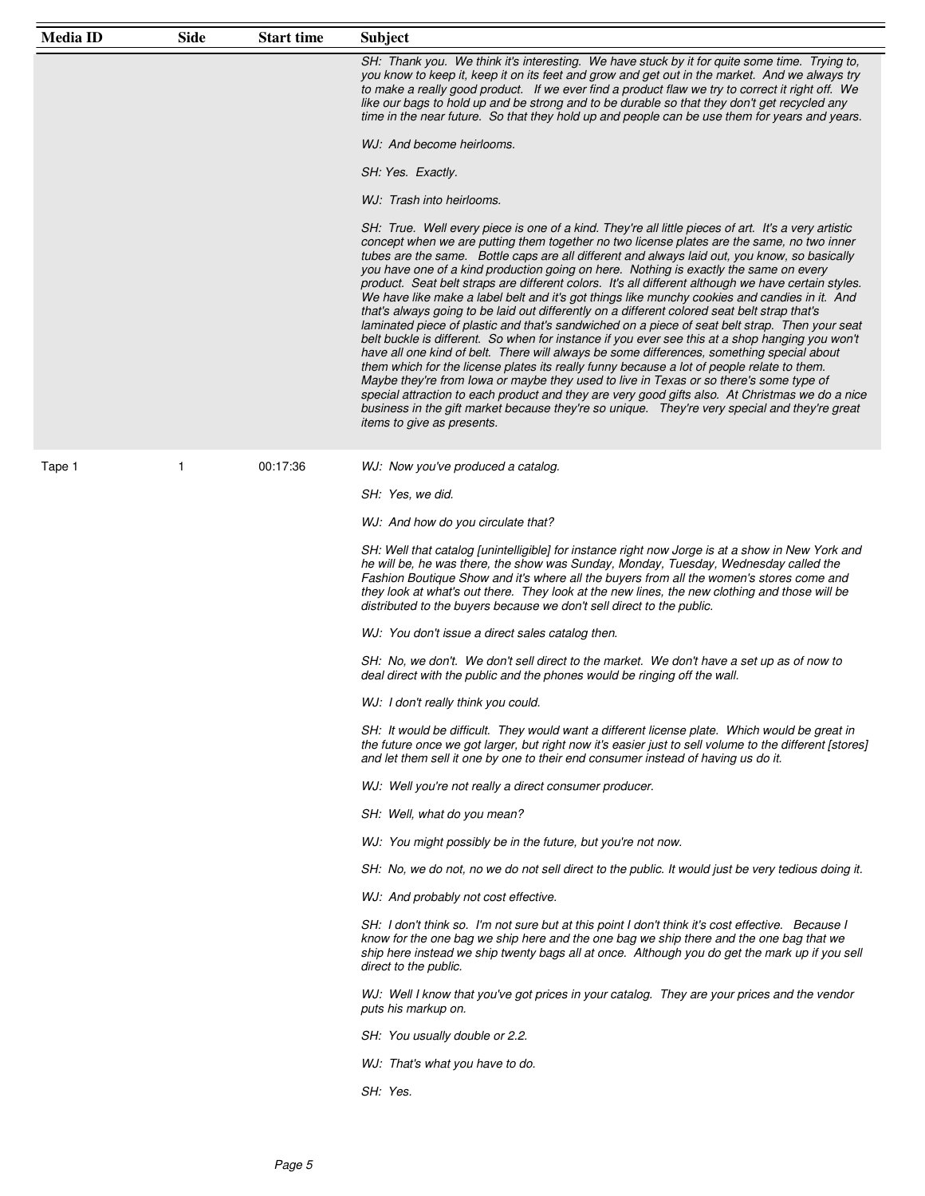| Media ID | Side | Start time | Subject |
|---|---|---|---|
| | | | *SH: Thank you. We think it's interesting. We have stuck by it for quite some time. Trying to, you know to keep it, keep it on its feet and grow and get out in the market. And we always try to make a really good product. If we ever find a product flaw we try to correct it right off. We like our bags to hold up and be strong and to be durable so that they don't get recycled any time in the near future. So that they hold up and people can be use them for years and years.*<br><br>*WJ: And become heirlooms.*<br><br>*SH: Yes. Exactly.*<br><br>*WJ: Trash into heirlooms.*<br><br>*SH: True. Well every piece is one of a kind. They're all little pieces of art. It's a very artistic concept when we are putting them together no two license plates are the same, no two inner tubes are the same. Bottle caps are all different and always laid out, you know, so basically you have one of a kind production going on here. Nothing is exactly the same on every product. Seat belt straps are different colors. It's all different although we have certain styles. We have like make a label belt and it's got things like munchy cookies and candies in it. And that's always going to be laid out differently on a different colored seat belt strap that's laminated piece of plastic and that's sandwiched on a piece of seat belt strap. Then your seat belt buckle is different. So when for instance if you ever see this at a shop hanging you won't have all one kind of belt. There will always be some differences, something special about them which for the license plates its really funny because a lot of people relate to them. Maybe they're from Iowa or maybe they used to live in Texas or so there's some type of special attraction to each product and they are very good gifts also. At Christmas we do a nice business in the gift market because they're so unique. They're very special and they're great items to give as presents.* |
| Tape 1 | 1 | 00:17:36 | *WJ: Now you've produced a catalog.*<br><br>*SH: Yes, we did.*<br><br>*WJ: And how do you circulate that?*<br><br>*SH: Well that catalog [unintelligible] for instance right now Jorge is at a show in New York and he will be, he was there, the show was Sunday, Monday, Tuesday, Wednesday called the Fashion Boutique Show and it's where all the buyers from all the women's stores come and they look at what's out there. They look at the new lines, the new clothing and those will be distributed to the buyers because we don't sell direct to the public.*<br><br>*WJ: You don't issue a direct sales catalog then.*<br><br>*SH: No, we don't. We don't sell direct to the market. We don't have a set up as of now to deal direct with the public and the phones would be ringing off the wall.*<br><br>*WJ: I don't really think you could.*<br><br>*SH: It would be difficult. They would want a different license plate. Which would be great in the future once we got larger, but right now it's easier just to sell volume to the different [stores] and let them sell it one by one to their end consumer instead of having us do it.*<br><br>*WJ: Well you're not really a direct consumer producer.*<br><br>*SH: Well, what do you mean?*<br><br>*WJ: You might possibly be in the future, but you're not now.*<br><br>*SH: No, we do not, no we do not sell direct to the public. It would just be very tedious doing it.*<br><br>*WJ: And probably not cost effective.*<br><br>*SH: I don't think so. I'm not sure but at this point I don't think it's cost effective. Because I know for the one bag we ship here and the one bag we ship there and the one bag that we ship here instead we ship twenty bags all at once. Although you do get the mark up if you sell direct to the public.*<br><br>*WJ: Well I know that you've got prices in your catalog. They are your prices and the vendor puts his markup on.*<br><br>*SH: You usually double or 2.2.*<br><br>*WJ: That's what you have to do.*<br><br>*SH: Yes.* |